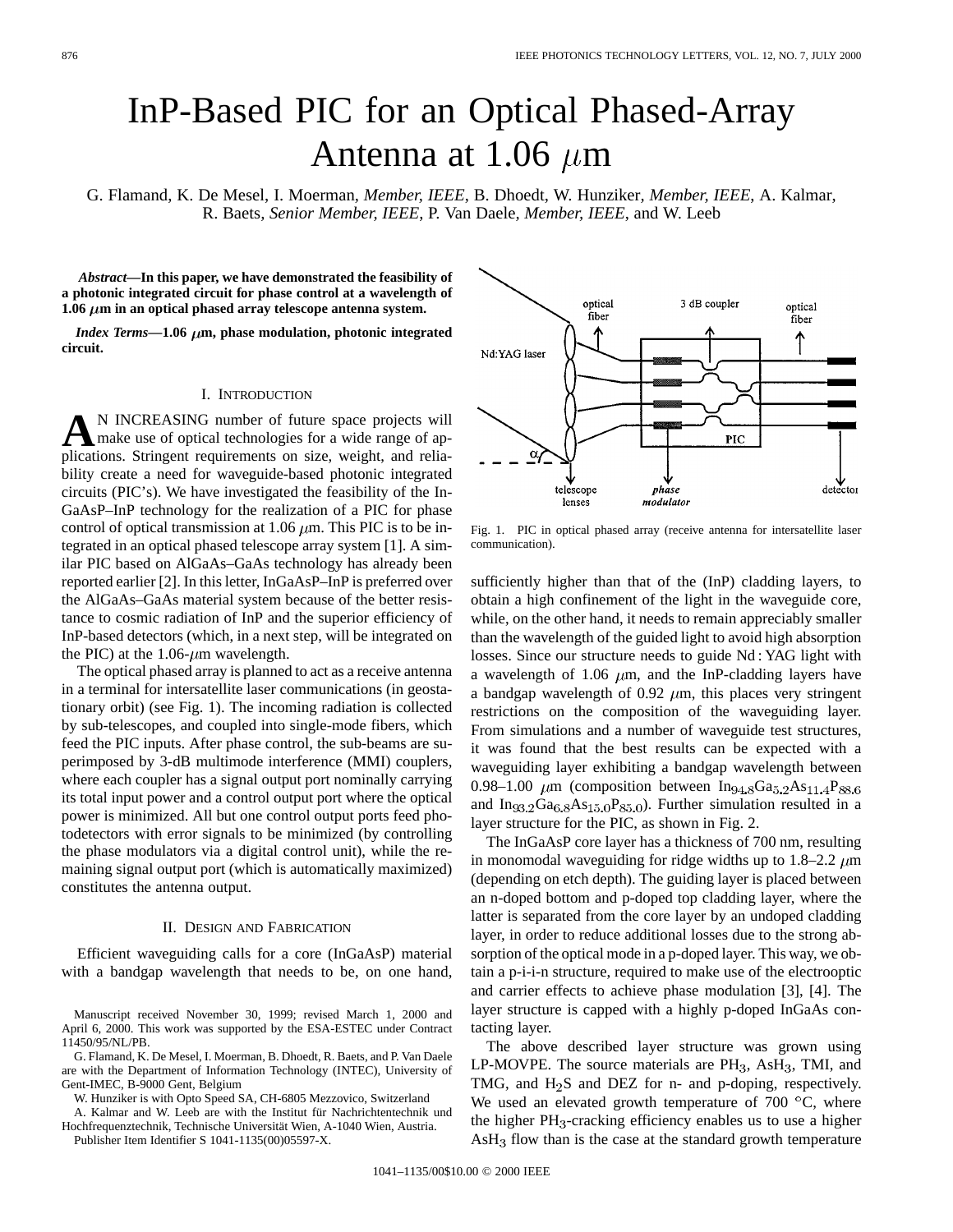# InP-Based PIC for an Optical Phased-Array Antenna at 1.06 μm

G. Flamand, K. De Mesel, I. Moerman, *Member, IEEE*, B. Dhoedt, W. Hunziker, *Member, IEEE*, A. Kalmar, R. Baets, *Senior Member, IEEE*, P. Van Daele, *Member, IEEE*, and W. Leeb

***Abstract*—In this paper, we have demonstrated the feasibility of a photonic integrated circuit for phase control at a wavelength of 1.06 μm in an optical phased array telescope antenna system.**

***Index Terms*—1.06 μm, phase modulation, photonic integrated circuit.**

## I. Introduction

An increasing number of future space projects will make use of optical technologies for a wide range of applications. Stringent requirements on size, weight, and reliability create a need for waveguide-based photonic integrated circuits (PIC's). We have investigated the feasibility of the InGaAsP–InP technology for the realization of a PIC for phase control of optical transmission at 1.06 μm. This PIC is to be integrated in an optical phased telescope array system [1]. A similar PIC based on AlGaAs–GaAs technology has already been reported earlier [2]. In this letter, InGaAsP–InP is preferred over the AlGaAs–GaAs material system because of the better resistance to cosmic radiation of InP and the superior efficiency of InP-based detectors (which, in a next step, will be integrated on the PIC) at the 1.06-μm wavelength.

The optical phased array is planned to act as a receive antenna in a terminal for intersatellite laser communications (in geostationary orbit) (see Fig. 1). The incoming radiation is collected by sub-telescopes, and coupled into single-mode fibers, which feed the PIC inputs. After phase control, the sub-beams are superimposed by 3-dB multimode interference (MMI) couplers, where each coupler has a signal output port nominally carrying its total input power and a control output port where the optical power is minimized. All but one control output ports feed photodetectors with error signals to be minimized (by controlling the phase modulators via a digital control unit), while the remaining signal output port (which is automatically maximized) constitutes the antenna output.

Fig. 1. PIC in optical phased array (receive antenna for intersatellite laser communication).

## II. Design and Fabrication

Efficient waveguiding calls for a core (InGaAsP) material with a bandgap wavelength that needs to be, on one hand, sufficiently higher than that of the (InP) cladding layers, to obtain a high confinement of the light in the waveguide core, while, on the other hand, it needs to remain appreciably smaller than the wavelength of the guided light to avoid high absorption losses. Since our structure needs to guide Nd : YAG light with a wavelength of 1.06 μm, and the InP-cladding layers have a bandgap wavelength of 0.92 μm, this places very stringent restrictions on the composition of the waveguiding layer. From simulations and a number of waveguide test structures, it was found that the best results can be expected with a waveguiding layer exhibiting a bandgap wavelength between 0.98–1.00 μm (composition between $In_{94.8}Ga_{5.2}As_{11.4}P_{88.6}$ and $In_{93.2}Ga_{6.8}As_{15.0}P_{85.0}$). Further simulation resulted in a layer structure for the PIC, as shown in Fig. 2.

The InGaAsP core layer has a thickness of 700 nm, resulting in monomodal waveguiding for ridge widths up to 1.8–2.2 μm (depending on etch depth). The guiding layer is placed between an n-doped bottom and p-doped top cladding layer, where the latter is separated from the core layer by an undoped cladding layer, in order to reduce additional losses due to the strong absorption of the optical mode in a p-doped layer. This way, we obtain a p-i-i-n structure, required to make use of the electrooptic and carrier effects to achieve phase modulation [3], [4]. The layer structure is capped with a highly p-doped InGaAs contacting layer.

The above described layer structure was grown using LP-MOVPE. The source materials are $PH_3$, $AsH_3$, TMI, and TMG, and $H_2S$ and DEZ for n- and p-doping, respectively. We used an elevated growth temperature of 700 °C, where the higher $PH_3$-cracking efficiency enables us to use a higher $AsH_3$ flow than is the case at the standard growth temperature

---

Manuscript received November 30, 1999; revised March 1, 2000 and April 6, 2000. This work was supported by the ESA-ESTEC under Contract 11450/95/NL/PB.

G. Flamand, K. De Mesel, I. Moerman, B. Dhoedt, R. Baets, and P. Van Daele are with the Department of Information Technology (INTEC), University of Gent-IMEC, B-9000 Gent, Belgium

W. Hunziker is with Opto Speed SA, CH-6805 Mezzovico, Switzerland

A. Kalmar and W. Leeb are with the Institut für Nachrichtentechnik und Hochfrequenztechnik, Technische Universität Wien, A-1040 Wien, Austria.

Publisher Item Identifier S 1041-1135(00)05597-X.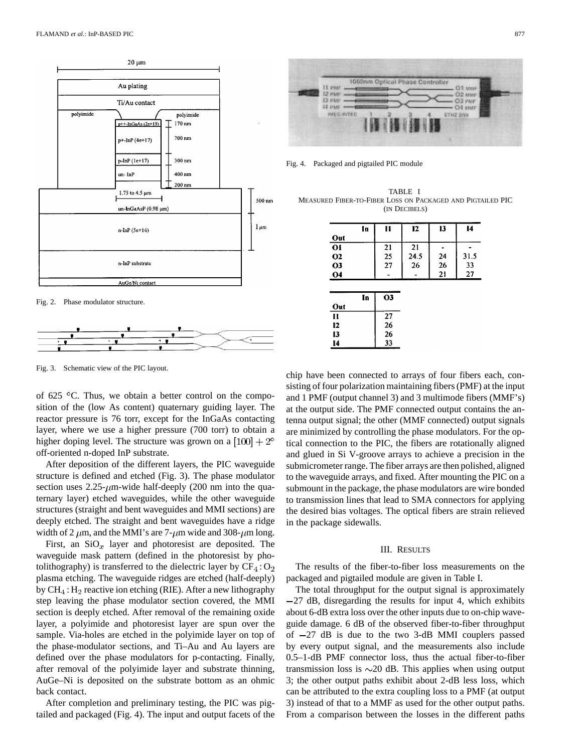Fig. 2. Phase modulator structure.

Fig. 3. Schematic view of the PIC layout.

of 625 °C. Thus, we obtain a better control on the composition of the (low As content) quaternary guiding layer. The reactor pressure is 76 torr, except for the InGaAs contacting layer, where we use a higher pressure (700 torr) to obtain a higher doping level. The structure was grown on a $[100] + 2°$ off-oriented n-doped InP substrate.

After deposition of the different layers, the PIC waveguide structure is defined and etched (Fig. 3). The phase modulator section uses 2.25-$\mu$m-wide half-deeply (200 nm into the quaternary layer) etched waveguides, while the other waveguide structures (straight and bent waveguides and MMI sections) are deeply etched. The straight and bent waveguides have a ridge width of 2 $\mu$m, and the MMI's are 7-$\mu$m wide and 308-$\mu$m long.

First, an $SiO_x$ layer and photoresist are deposited. The waveguide mask pattern (defined in the photoresist by photolithography) is transferred to the dielectric layer by $CF_4 : O_2$ plasma etching. The waveguide ridges are etched (half-deeply) by $CH_4 : H_2$ reactive ion etching (RIE). After a new lithography step leaving the phase modulator section covered, the MMI section is deeply etched. After removal of the remaining oxide layer, a polyimide and photoresist layer are spun over the sample. Via-holes are etched in the polyimide layer on top of the phase-modulator sections, and Ti–Au and Au layers are defined over the phase modulators for p-contacting. Finally, after removal of the polyimide layer and substrate thinning, AuGe–Ni is deposited on the substrate bottom as an ohmic back contact.

After completion and preliminary testing, the PIC was pigtailed and packaged (Fig. 4). The input and output facets of the chip have been connected to arrays of four fibers each, consisting of four polarization maintaining fibers (PMF) at the input and 1 PMF (output channel 3) and 3 multimode fibers (MMF's) at the output side. The PMF connected output contains the antenna output signal; the other (MMF connected) output signals are minimized by controlling the phase modulators. For the optical connection to the PIC, the fibers are rotationally aligned and glued in Si V-groove arrays to achieve a precision in the submicrometer range. The fiber arrays are then polished, aligned to the waveguide arrays, and fixed. After mounting the PIC on a submount in the package, the phase modulators are wire bonded to transmission lines that lead to SMA connectors for applying the desired bias voltages. The optical fibers are strain relieved in the package sidewalls.

Fig. 4. Packaged and pigtailed PIC module

TABLE I
MEASURED FIBER-TO-FIBER LOSS ON PACKAGED AND PIGTAILED PIC (IN DECIBELS)

| Out \ In | I1 | I2 | I3 | I4 |
|---|---|---|---|---|
| O1 | 21 | 21 | - | - |
| O2 | 25 | 24.5 | 24 | 31.5 |
| O3 | 27 | 26 | 26 | 33 |
| O4 | - | - | 21 | 27 |

| Out \ In | O3 |
|---|---|
| I1 | 27 |
| I2 | 26 |
| I3 | 26 |
| I4 | 33 |

## III. RESULTS

The results of the fiber-to-fiber loss measurements on the packaged and pigtailed module are given in Table I.

The total throughput for the output signal is approximately −27 dB, disregarding the results for input 4, which exhibits about 6-dB extra loss over the other inputs due to on-chip waveguide damage. 6 dB of the observed fiber-to-fiber throughput of −27 dB is due to the two 3-dB MMI couplers passed by every output signal, and the measurements also include 0.5–1-dB PMF connector loss, thus the actual fiber-to-fiber transmission loss is ∼20 dB. This applies when using output 3; the other output paths exhibit about 2-dB less loss, which can be attributed to the extra coupling loss to a PMF (at output 3) instead of that to a MMF as used for the other output paths. From a comparison between the losses in the different paths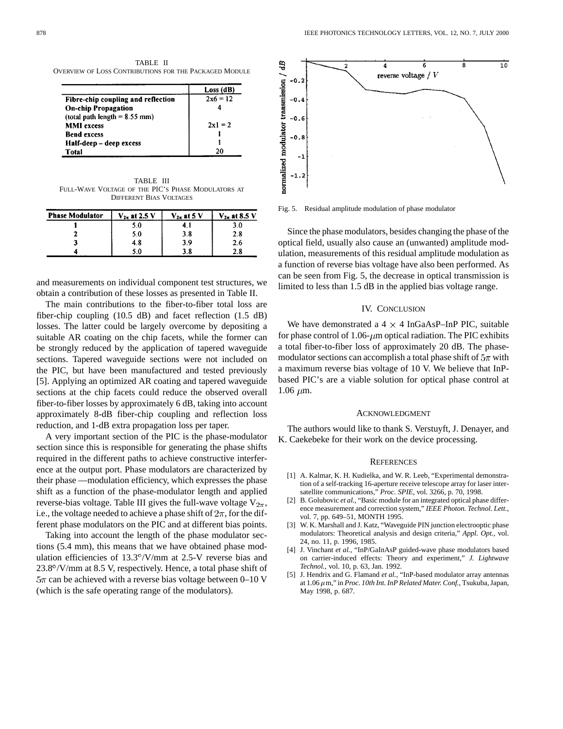TABLE II
OVERVIEW OF LOSS CONTRIBUTIONS FOR THE PACKAGED MODULE

| | Loss (dB) |
|---|---|
| **Fibre-chip coupling and reflection** | 2x6 = 12 |
| **On-chip Propagation** (total path length = 8.55 mm) | 4 |
| **MMI excess** | 2x1 = 2 |
| **Bend excess** | 1 |
| **Half-deep – deep excess** | 1 |
| **Total** | 20 |

TABLE III
FULL-WAVE VOLTAGE OF THE PIC'S PHASE MODULATORS AT DIFFERENT BIAS VOLTAGES

| Phase Modulator | $V_{2\pi}$ at 2.5 V | $V_{2\pi}$ at 5 V | $V_{2\pi}$ at 8.5 V |
|---|---|---|---|
| 1 | 5.0 | 4.1 | 3.0 |
| 2 | 5.0 | 3.8 | 2.8 |
| 3 | 4.8 | 3.9 | 2.6 |
| 4 | 5.0 | 3.8 | 2.8 |

and measurements on individual component test structures, we obtain a contribution of these losses as presented in Table II.

The main contributions to the fiber-to-fiber total loss are fiber-chip coupling (10.5 dB) and facet reflection (1.5 dB) losses. The latter could be largely overcome by depositing a suitable AR coating on the chip facets, while the former can be strongly reduced by the application of tapered waveguide sections. Tapered waveguide sections were not included on the PIC, but have been manufactured and tested previously [5]. Applying an optimized AR coating and tapered waveguide sections at the chip facets could reduce the observed overall fiber-to-fiber losses by approximately 6 dB, taking into account approximately 8-dB fiber-chip coupling and reflection loss reduction, and 1-dB extra propagation loss per taper.

A very important section of the PIC is the phase-modulator section since this is responsible for generating the phase shifts required in the different paths to achieve constructive interference at the output port. Phase modulators are characterized by their phase —modulation efficiency, which expresses the phase shift as a function of the phase-modulator length and applied reverse-bias voltage. Table III gives the full-wave voltage $V_{2\pi}$, i.e., the voltage needed to achieve a phase shift of $2\pi$, for the different phase modulators on the PIC and at different bias points.

Taking into account the length of the phase modulator sections (5.4 mm), this means that we have obtained phase modulation efficiencies of 13.3°/V/mm at 2.5-V reverse bias and 23.8°/V/mm at 8.5 V, respectively. Hence, a total phase shift of $5\pi$ can be achieved with a reverse bias voltage between 0–10 V (which is the safe operating range of the modulators).

normalized modulator transmission / dB
-0.2
-0.4
-0.6
-0.8
-1
-1.2
2 4 6 8 10
reverse voltage / V

Fig. 5. Residual amplitude modulation of phase modulator

Since the phase modulators, besides changing the phase of the optical field, usually also cause an (unwanted) amplitude modulation, measurements of this residual amplitude modulation as a function of reverse bias voltage have also been performed. As can be seen from Fig. 5, the decrease in optical transmission is limited to less than 1.5 dB in the applied bias voltage range.

## IV. CONCLUSION

We have demonstrated a $4 \times 4$ InGaAsP–InP PIC, suitable for phase control of 1.06-$\mu$m optical radiation. The PIC exhibits a total fiber-to-fiber loss of approximately 20 dB. The phase-modulator sections can accomplish a total phase shift of $5\pi$ with a maximum reverse bias voltage of 10 V. We believe that InP-based PIC's are a viable solution for optical phase control at 1.06 $\mu$m.

## ACKNOWLEDGMENT

The authors would like to thank S. Verstuyft, J. Denayer, and K. Caekebeke for their work on the device processing.

## REFERENCES

[1] A. Kalmar, K. H. Kudielka, and W. R. Leeb, "Experimental demonstration of a self-tracking 16-aperture receive telescope array for laser intersatellite communications," *Proc. SPIE*, vol. 3266, p. 70, 1998.

[2] B. Golubovic *et al.*, "Basic module for an integrated optical phase difference measurement and correction system," *IEEE Photon. Technol. Lett.*, vol. 7, pp. 649–51, MONTH 1995.

[3] W. K. Marshall and J. Katz, "Waveguide PIN junction electrooptic phase modulators: Theoretical analysis and design criteria," *Appl. Opt.*, vol. 24, no. 11, p. 1996, 1985.

[4] J. Vinchant *et al.*, "InP/GaInAsP guided-wave phase modulators based on carrier-induced effects: Theory and experiment," *J. Lightwave Technol.*, vol. 10, p. 63, Jan. 1992.

[5] J. Hendrix and G. Flamand *et al.*, "InP-based modulator array antennas at 1.06 $\mu$m," in *Proc. 10th Int. InP Related Mater. Conf.*, Tsukuba, Japan, May 1998, p. 687.